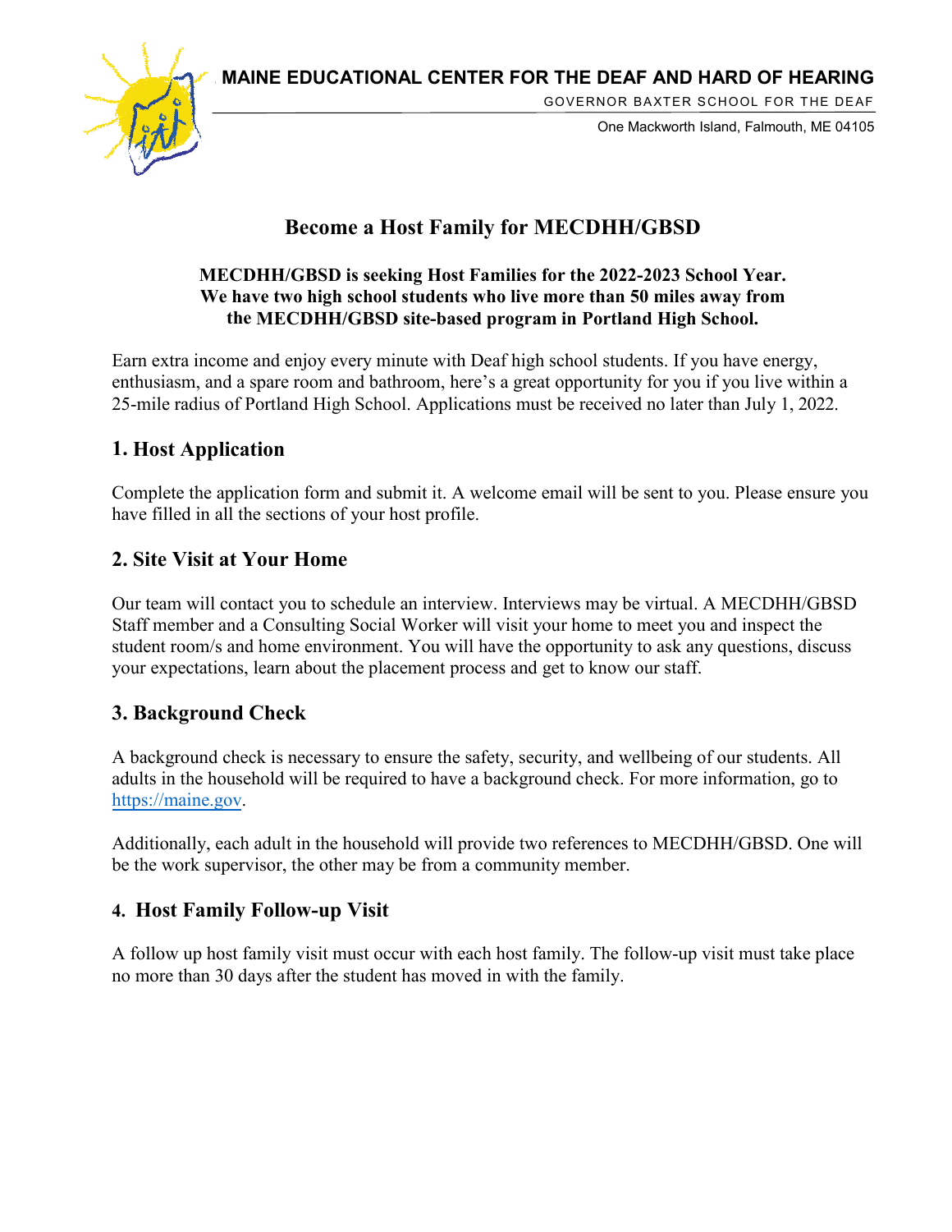**MAINE EDUCATIONAL CENTER FOR THE DEAF AND HARD OF HEARING**

GOVERNOR BAXTER SCHOOL FOR THE DEAF

One Mackworth Island, Falmouth, ME 04105

# Become a Host Family for MECDHH/GBSD

**MECDHH/GBSD is seeking Host Families for the 2022-2023 School Year. We have two high school students who live more than 50 miles away from the MECDHH/GBSD site-based program in Portland High School.**

Earn extra income and enjoy every minute with Deaf high school students. If you have energy, enthusiasm, and a spare room and bathroom, here's a great opportunity for you if you live within a 25-mile radius of Portland High School. Applications must be received no later than July 1, 2022.

## 1. Host Application

Complete the application form and submit it. A welcome email will be sent to you. Please ensure you have filled in all the sections of your host profile.

## 2. Site Visit at Your Home

Our team will contact you to schedule an interview. Interviews may be virtual. A MECDHH/GBSD Staff member and a Consulting Social Worker will visit your home to meet you and inspect the student room/s and home environment. You will have the opportunity to ask any questions, discuss your expectations, learn about the placement process and get to know our staff.

## 3. Background Check

A background check is necessary to ensure the safety, security, and wellbeing of our students. All adults in the household will be required to have a background check. For more information, go to https://maine.gov.

Additionally, each adult in the household will provide two references to MECDHH/GBSD. One will be the work supervisor, the other may be from a community member.

## 4. Host Family Follow-up Visit

A follow up host family visit must occur with each host family. The follow-up visit must take place no more than 30 days after the student has moved in with the family.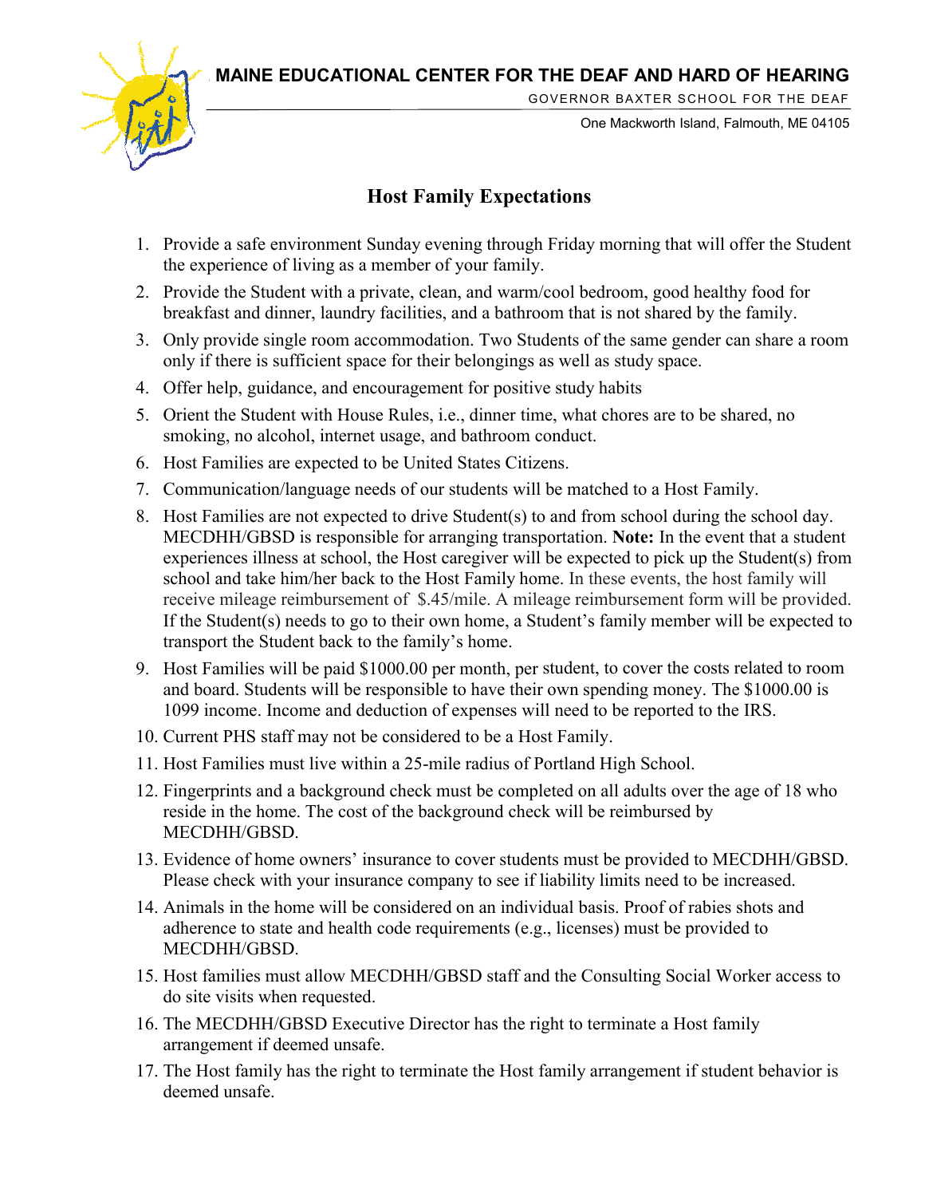MAINE EDUCATIONAL CENTER FOR THE DEAF AND HARD OF HEARING

GOVERNOR BAXTER SCHOOL FOR THE DEAF

One Mackworth Island, Falmouth, ME 04105

## Host Family Expectations

1. Provide a safe environment Sunday evening through Friday morning that will offer the Student the experience of living as a member of your family.
2. Provide the Student with a private, clean, and warm/cool bedroom, good healthy food for breakfast and dinner, laundry facilities, and a bathroom that is not shared by the family.
3. Only provide single room accommodation. Two Students of the same gender can share a room only if there is sufficient space for their belongings as well as study space.
4. Offer help, guidance, and encouragement for positive study habits
5. Orient the Student with House Rules, i.e., dinner time, what chores are to be shared, no smoking, no alcohol, internet usage, and bathroom conduct.
6. Host Families are expected to be United States Citizens.
7. Communication/language needs of our students will be matched to a Host Family.
8. Host Families are not expected to drive Student(s) to and from school during the school day. MECDHH/GBSD is responsible for arranging transportation. **Note:** In the event that a student experiences illness at school, the Host caregiver will be expected to pick up the Student(s) from school and take him/her back to the Host Family home. In these events, the host family will receive mileage reimbursement of $.45/mile. A mileage reimbursement form will be provided. If the Student(s) needs to go to their own home, a Student's family member will be expected to transport the Student back to the family's home.
9. Host Families will be paid $1000.00 per month, per student, to cover the costs related to room and board. Students will be responsible to have their own spending money. The $1000.00 is 1099 income. Income and deduction of expenses will need to be reported to the IRS.
10. Current PHS staff may not be considered to be a Host Family.
11. Host Families must live within a 25-mile radius of Portland High School.
12. Fingerprints and a background check must be completed on all adults over the age of 18 who reside in the home. The cost of the background check will be reimbursed by MECDHH/GBSD.
13. Evidence of home owners' insurance to cover students must be provided to MECDHH/GBSD. Please check with your insurance company to see if liability limits need to be increased.
14. Animals in the home will be considered on an individual basis. Proof of rabies shots and adherence to state and health code requirements (e.g., licenses) must be provided to MECDHH/GBSD.
15. Host families must allow MECDHH/GBSD staff and the Consulting Social Worker access to do site visits when requested.
16. The MECDHH/GBSD Executive Director has the right to terminate a Host family arrangement if deemed unsafe.
17. The Host family has the right to terminate the Host family arrangement if student behavior is deemed unsafe.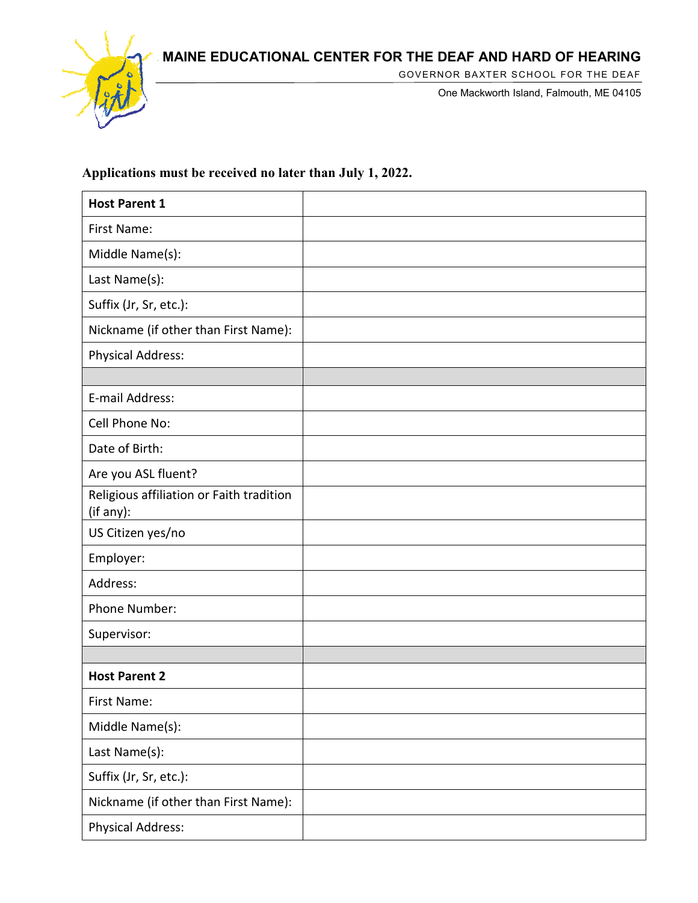MAINE EDUCATIONAL CENTER FOR THE DEAF AND HARD OF HEARING

GOVERNOR BAXTER SCHOOL FOR THE DEAF

One Mackworth Island, Falmouth, ME 04105

**Applications must be received no later than July 1, 2022.**

| **Host Parent 1** | |
|---|---|
| First Name: | |
| Middle Name(s): | |
| Last Name(s): | |
| Suffix (Jr, Sr, etc.): | |
| Nickname (if other than First Name): | |
| Physical Address: | |
| | |
| E-mail Address: | |
| Cell Phone No: | |
| Date of Birth: | |
| Are you ASL fluent? | |
| Religious affiliation or Faith tradition (if any): | |
| US Citizen yes/no | |
| Employer: | |
| Address: | |
| Phone Number: | |
| Supervisor: | |
| | |
| **Host Parent 2** | |
| First Name: | |
| Middle Name(s): | |
| Last Name(s): | |
| Suffix (Jr, Sr, etc.): | |
| Nickname (if other than First Name): | |
| Physical Address: | |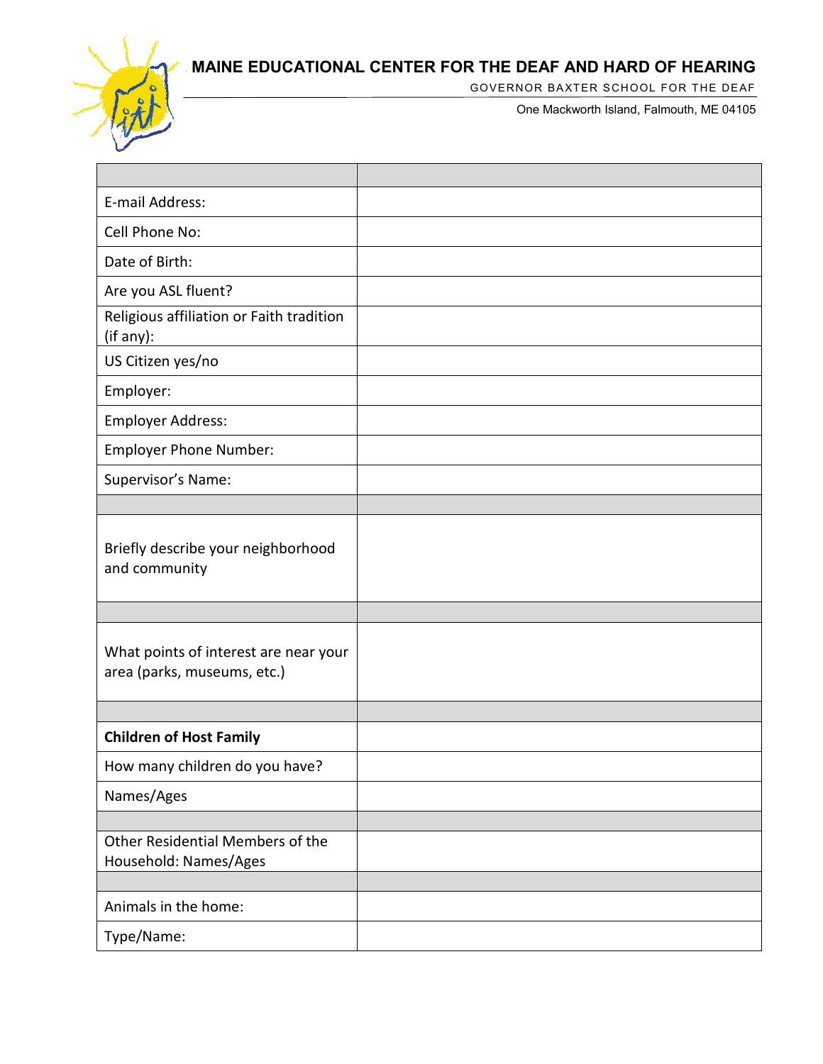MAINE EDUCATIONAL CENTER FOR THE DEAF AND HARD OF HEARING

GOVERNOR BAXTER SCHOOL FOR THE DEAF

One Mackworth Island, Falmouth, ME 04105

| | |
|---|---|
| E-mail Address: | |
| Cell Phone No: | |
| Date of Birth: | |
| Are you ASL fluent? | |
| Religious affiliation or Faith tradition (if any): | |
| US Citizen yes/no | |
| Employer: | |
| Employer Address: | |
| Employer Phone Number: | |
| Supervisor's Name: | |
| | |
| Briefly describe your neighborhood and community | |
| | |
| What points of interest are near your area (parks, museums, etc.) | |
| | |
| **Children of Host Family** | |
| How many children do you have? | |
| Names/Ages | |
| | |
| Other Residential Members of the Household: Names/Ages | |
| | |
| Animals in the home: | |
| Type/Name: | |